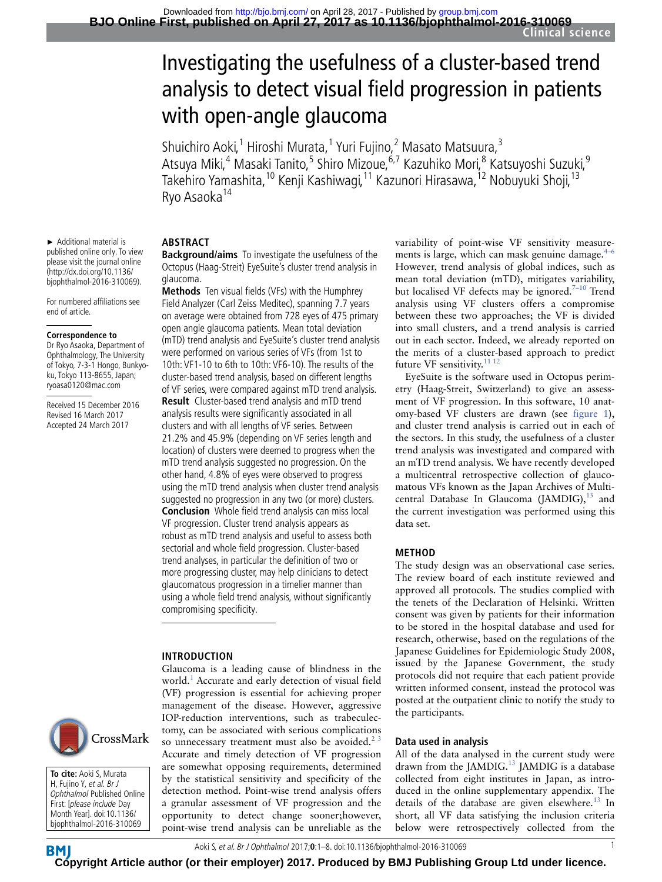# Investigating the usefulness of a cluster-based trend analysis to detect visual field progression in patients with open-angle glaucoma

Shuichiro Aoki,[1] Hiroshi Murata,[1] Yuri Fujino,[2] Masato Matsuura,[3] Atsuya Miki,[4] Masaki Tanito,[5] Shiro Mizoue,[6,7] Kazuhiko Mori,[8] Katsuyoshi Suzuki,[9] Takehiro Yamashita,[10] Kenji Kashiwagi,[11] Kazunori Hirasawa,[12] Nobuyuki Shoji,[13] Ryo Asaoka[14]

► Additional material is published online only. To view please visit the journal online (http://dx.doi.org/10.1136/bjophthalmol-2016-310069).

For numbered affiliations see end of article.

**Correspondence to**
Dr Ryo Asaoka, Department of Ophthalmology, The University of Tokyo, 7-3-1 Hongo, Bunkyo-ku, Tokyo 113-8655, Japan; ryoasa0120@mac.com

Received 15 December 2016
Revised 16 March 2017
Accepted 24 March 2017

## ABSTRACT

**Background/aims** To investigate the usefulness of the Octopus (Haag-Streit) EyeSuite's cluster trend analysis in glaucoma.

**Methods** Ten visual fields (VFs) with the Humphrey Field Analyzer (Carl Zeiss Meditec), spanning 7.7 years on average were obtained from 728 eyes of 475 primary open angle glaucoma patients. Mean total deviation (mTD) trend analysis and EyeSuite's cluster trend analysis were performed on various series of VFs (from 1st to 10th: VF1-10 to 6th to 10th: VF6-10). The results of the cluster-based trend analysis, based on different lengths of VF series, were compared against mTD trend analysis.

**Result** Cluster-based trend analysis and mTD trend analysis results were significantly associated in all clusters and with all lengths of VF series. Between 21.2% and 45.9% (depending on VF series length and location) of clusters were deemed to progress when the mTD trend analysis suggested no progression. On the other hand, 4.8% of eyes were observed to progress using the mTD trend analysis when cluster trend analysis suggested no progression in any two (or more) clusters.

**Conclusion** Whole field trend analysis can miss local VF progression. Cluster trend analysis appears as robust as mTD trend analysis and useful to assess both sectorial and whole field progression. Cluster-based trend analyses, in particular the definition of two or more progressing cluster, may help clinicians to detect glaucomatous progression in a timelier manner than using a whole field trend analysis, without significantly compromising specificity.

## INTRODUCTION

Glaucoma is a leading cause of blindness in the world.[1] Accurate and early detection of visual field (VF) progression is essential for achieving proper management of the disease. However, aggressive IOP-reduction interventions, such as trabeculectomy, can be associated with serious complications so unnecessary treatment must also be avoided.[2,3] Accurate and timely detection of VF progression are somewhat opposing requirements, determined by the statistical sensitivity and specificity of the detection method. Point-wise trend analysis offers a granular assessment of VF progression and the opportunity to detect change sooner;however, point-wise trend analysis can be unreliable as the variability of point-wise VF sensitivity measurements is large, which can mask genuine damage.[4–6] However, trend analysis of global indices, such as mean total deviation (mTD), mitigates variability, but localised VF defects may be ignored.[7–10] Trend analysis using VF clusters offers a compromise between these two approaches; the VF is divided into small clusters, and a trend analysis is carried out in each sector. Indeed, we already reported on the merits of a cluster-based approach to predict future VF sensitivity.[11,12]

EyeSuite is the software used in Octopus perimetry (Haag-Streit, Switzerland) to give an assessment of VF progression. In this software, 10 anatomy-based VF clusters are drawn (see figure 1), and cluster trend analysis is carried out in each of the sectors. In this study, the usefulness of a cluster trend analysis was investigated and compared with an mTD trend analysis. We have recently developed a multicentral retrospective collection of glaucomatous VFs known as the Japan Archives of Multicentral Database In Glaucoma (JAMDIG),[13] and the current investigation was performed using this data set.

## METHOD

The study design was an observational case series. The review board of each institute reviewed and approved all protocols. The studies complied with the tenets of the Declaration of Helsinki. Written consent was given by patients for their information to be stored in the hospital database and used for research, otherwise, based on the regulations of the Japanese Guidelines for Epidemiologic Study 2008, issued by the Japanese Government, the study protocols did not require that each patient provide written informed consent, instead the protocol was posted at the outpatient clinic to notify the study to the participants.

### Data used in analysis

All of the data analysed in the current study were drawn from the JAMDIG.[13] JAMDIG is a database collected from eight institutes in Japan, as introduced in the online supplementary appendix. The details of the database are given elsewhere.[13] In short, all VF data satisfying the inclusion criteria below were retrospectively collected from the

**To cite:** Aoki S, Murata H, Fujino Y, *et al*. *Br J Ophthalmol* Published Online First: [*please include* Day Month Year]. doi:10.1136/bjophthalmol-2016-310069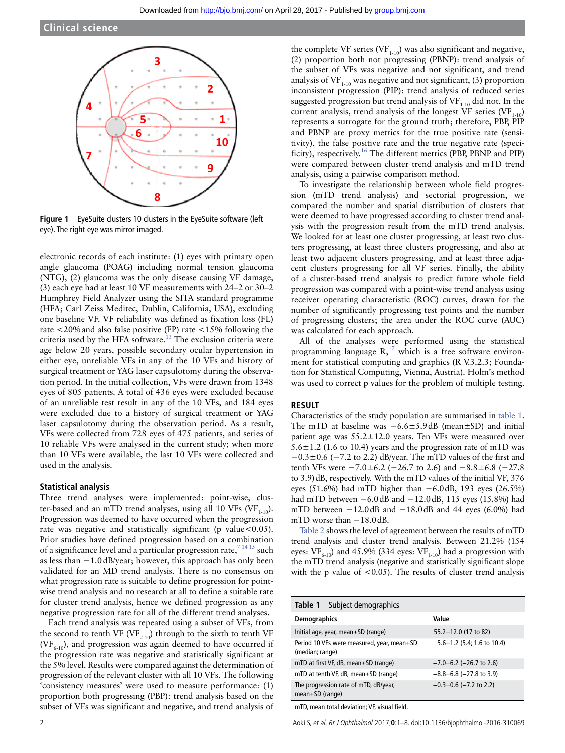Figure 1 EyeSuite clusters 10 clusters in the EyeSuite software (left eye). The right eye was mirror imaged.

electronic records of each institute: (1) eyes with primary open angle glaucoma (POAG) including normal tension glaucoma (NTG), (2) glaucoma was the only disease causing VF damage, (3) each eye had at least 10 VF measurements with 24–2 or 30–2 Humphrey Field Analyzer using the SITA standard programme (HFA; Carl Zeiss Meditec, Dublin, California, USA), excluding one baseline VF. VF reliability was defined as fixation loss (FL) rate <20% and also false positive (FP) rate <15% following the criteria used by the HFA software.[13] The exclusion criteria were age below 20 years, possible secondary ocular hypertension in either eye, unreliable VFs in any of the 10 VFs and history of surgical treatment or YAG laser capsulotomy during the observation period. In the initial collection, VFs were drawn from 1348 eyes of 805 patients. A total of 436 eyes were excluded because of an unreliable test result in any of the 10 VFs, and 184 eyes were excluded due to a history of surgical treatment or YAG laser capsulotomy during the observation period. As a result, VFs were collected from 728 eyes of 475 patients, and series of 10 reliable VFs were analysed in the current study; when more than 10 VFs were available, the last 10 VFs were collected and used in the analysis.

### Statistical analysis

Three trend analyses were implemented: point-wise, cluster-based and an mTD trend analyses, using all 10 VFs ($VF_{1\text{-}10}$). Progression was deemed to have occurred when the progression rate was negative and statistically significant (p value<0.05). Prior studies have defined progression based on a combination of a significance level and a particular progression rate,[7 14 15] such as less than −1.0 dB/year; however, this approach has only been validated for an MD trend analysis. There is no consensus on what progression rate is suitable to define progression for point-wise trend analysis and no research at all to define a suitable rate for cluster trend analysis, hence we defined progression as any negative progression rate for all of the different trend analyses.

Each trend analysis was repeated using a subset of VFs, from the second to tenth VF ($VF_{2\text{-}10}$) through to the sixth to tenth VF ($VF_{6\text{-}10}$), and progression was again deemed to have occurred if the progression rate was negative and statistically significant at the 5% level. Results were compared against the determination of progression of the relevant cluster with all 10 VFs. The following 'consistency measures' were used to measure performance: (1) proportion both progressing (PBP): trend analysis based on the subset of VFs was significant and negative, and trend analysis of the complete VF series ($VF_{1\text{-}10}$) was also significant and negative, (2) proportion both not progressing (PBNP): trend analysis of the subset of VFs was negative and not significant, and trend analysis of $VF_{1\text{-}10}$ was negative and not significant, (3) proportion inconsistent progression (PIP): trend analysis of reduced series suggested progression but trend analysis of $VF_{1\text{-}10}$ did not. In the current analysis, trend analysis of the longest VF series ($VF_{1\text{-}10}$) represents a surrogate for the ground truth; therefore, PBP, PIP and PBNP are proxy metrics for the true positive rate (sensitivity), the false positive rate and the true negative rate (specificity), respectively.[16] The different metrics (PBP, PBNP and PIP) were compared between cluster trend analysis and mTD trend analysis, using a pairwise comparison method.

To investigate the relationship between whole field progression (mTD trend analysis) and sectorial progression, we compared the number and spatial distribution of clusters that were deemed to have progressed according to cluster trend analysis with the progression result from the mTD trend analysis. We looked for at least one cluster progressing, at least two clusters progressing, at least three clusters progressing, and also at least two adjacent clusters progressing, and at least three adjacent clusters progressing for all VF series. Finally, the ability of a cluster-based trend analysis to predict future whole field progression was compared with a point-wise trend analysis using receiver operating characteristic (ROC) curves, drawn for the number of significantly progressing test points and the number of progressing clusters; the area under the ROC curve (AUC) was calculated for each approach.

All of the analyses were performed using the statistical programming language R,[17] which is a free software environment for statistical computing and graphics (R V.3.2.3; Foundation for Statistical Computing, Vienna, Austria). Holm's method was used to correct p values for the problem of multiple testing.

## RESULT

Characteristics of the study population are summarised in table 1. The mTD at baseline was −6.6±5.9 dB (mean±SD) and initial patient age was 55.2±12.0 years. Ten VFs were measured over 5.6±1.2 (1.6 to 10.4) years and the progression rate of mTD was −0.3±0.6 (−7.2 to 2.2) dB/year. The mTD values of the first and tenth VFs were −7.0±6.2 (−26.7 to 2.6) and −8.8±6.8 (−27.8 to 3.9) dB, respectively. With the mTD values of the initial VF, 376 eyes (51.6%) had mTD higher than −6.0 dB, 193 eyes (26.5%) had mTD between −6.0 dB and −12.0 dB, 115 eyes (15.8%) had mTD between −12.0 dB and −18.0 dB and 44 eyes (6.0%) had mTD worse than −18.0 dB.

Table 2 shows the level of agreement between the results of mTD trend analysis and cluster trend analysis. Between 21.2% (154 eyes: $VF_{6\text{-}10}$) and 45.9% (334 eyes: $VF_{1\text{-}10}$) had a progression with the mTD trend analysis (negative and statistically significant slope with the p value of <0.05). The results of cluster trend analysis

**Table 1** Subject demographics

| Demographics | Value |
|---|---|
| Initial age, year, mean±SD (range) | 55.2±12.0 (17 to 82) |
| Period 10 VFs were measured, year, mean±SD (median; range) | 5.6±1.2 (5.4; 1.6 to 10.4) |
| mTD at first VF, dB, mean±SD (range) | −7.0±6.2 (−26.7 to 2.6) |
| mTD at tenth VF, dB, mean±SD (range) | −8.8±6.8 (−27.8 to 3.9) |
| The progression rate of mTD, dB/year, mean±SD (range) | −0.3±0.6 (−7.2 to 2.2) |

mTD, mean total deviation; VF, visual field.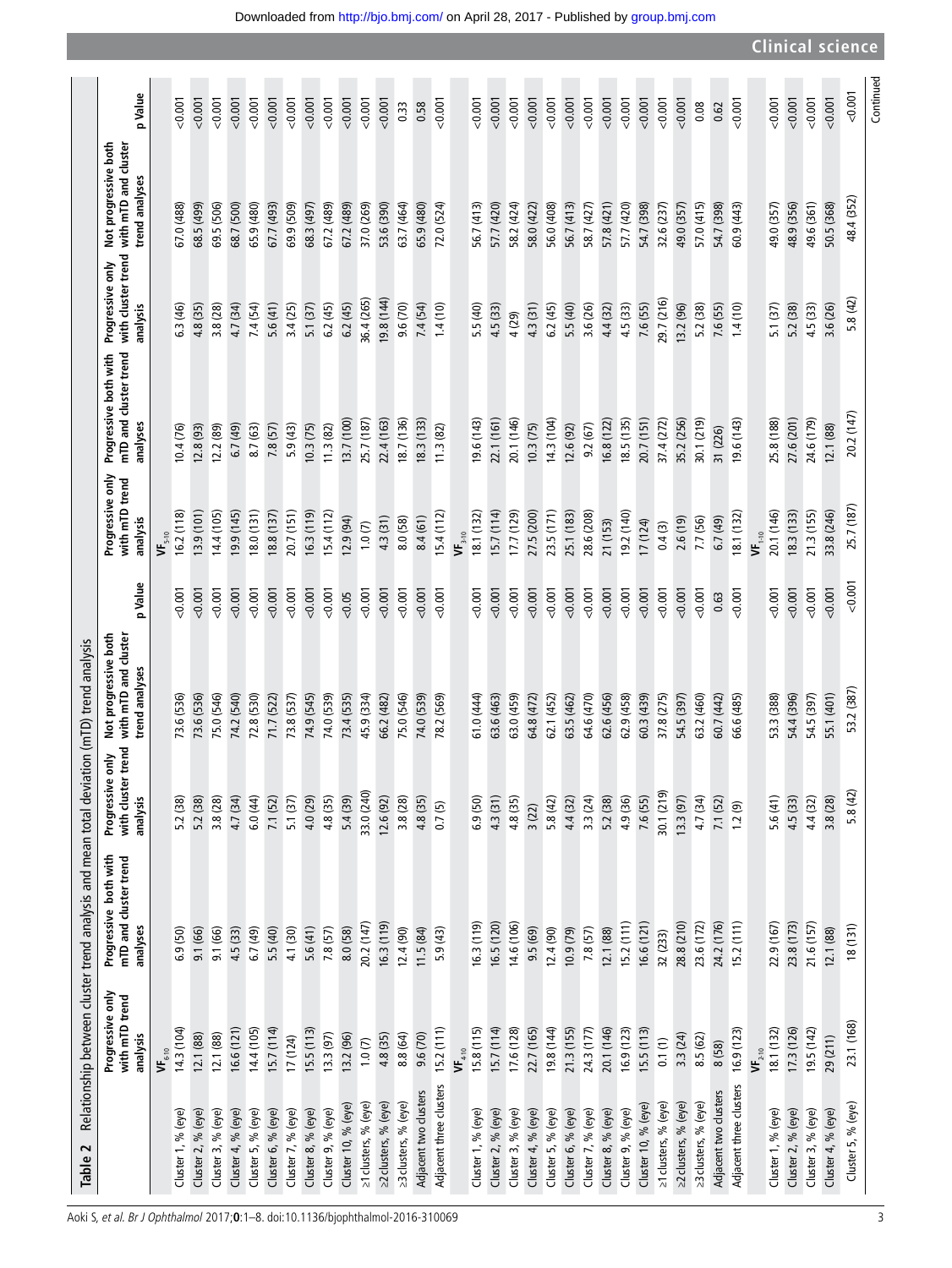**Table 2** Relationship between cluster trend analysis and mean total deviation (mTD) trend analysis

| | Progressive only with mTD trend analysis | Progressive both with mTD and cluster trend analyses | Progressive only with cluster trend analysis | Not progressive both with mTD and cluster trend analyses | p Value | Progressive only with mTD trend analysis | Progressive both with mTD and cluster trend analyses | Progressive only with cluster trend analysis | Not progressive both with mTD and cluster trend analyses | p Value |
|---|---|---|---|---|---|---|---|---|---|---|
| | $VF_{6-10}$ | | | | | $VF_{5-10}$ | | | | |
| Cluster 1, % (eye) | 14.3 (104) | 6.9 (50) | 5.2 (38) | 73.6 (536) | <0.001 | 16.2 (118) | 10.4 (76) | 6.3 (46) | 67.0 (488) | <0.001 |
| Cluster 2, % (eye) | 12.1 (88) | 9.1 (66) | 5.2 (38) | 73.6 (536) | <0.001 | 13.9 (101) | 12.8 (93) | 4.8 (35) | 68.5 (499) | <0.001 |
| Cluster 3, % (eye) | 12.1 (88) | 9.1 (66) | 3.8 (28) | 75.0 (546) | <0.001 | 14.4 (105) | 12.2 (89) | 3.8 (28) | 69.5 (506) | <0.001 |
| Cluster 4, % (eye) | 16.6 (121) | 4.5 (33) | 4.7 (34) | 74.2 (540) | <0.001 | 19.9 (145) | 6.7 (49) | 4.7 (34) | 68.7 (500) | <0.001 |
| Cluster 5, % (eye) | 14.4 (105) | 6.7 (49) | 6.0 (44) | 72.8 (530) | <0.001 | 18.0 (131) | 8.7 (63) | 7.4 (54) | 65.9 (480) | <0.001 |
| Cluster 6, % (eye) | 15.7 (114) | 5.5 (40) | 7.1 (52) | 71.7 (522) | <0.001 | 18.8 (137) | 7.8 (57) | 5.6 (41) | 67.7 (493) | <0.001 |
| Cluster 7, % (eye) | 17 (124) | 4.1 (30) | 5.1 (37) | 73.8 (537) | <0.001 | 20.7 (151) | 5.9 (43) | 3.4 (25) | 69.9 (509) | <0.001 |
| Cluster 8, % (eye) | 15.5 (113) | 5.6 (41) | 4.0 (29) | 74.9 (545) | <0.001 | 16.3 (119) | 10.3 (75) | 5.1 (37) | 68.3 (497) | <0.001 |
| Cluster 9, % (eye) | 13.3 (97) | 7.8 (57) | 4.8 (35) | 74.0 (539) | <0.001 | 15.4 (112) | 11.3 (82) | 6.2 (45) | 67.2 (489) | <0.001 |
| Cluster 10, % (eye) | 13.2 (96) | 8.0 (58) | 5.4 (39) | 73.4 (535) | <0.05 | 12.9 (94) | 13.7 (100) | 6.2 (45) | 67.2 (489) | <0.001 |
| ≥1 clusters, % (eye) | 1.0 (7) | 20.2 (147) | 33.0 (240) | 45.9 (334) | <0.001 | 1.0 (7) | 25.7 (187) | 36.4 (265) | 37.0 (269) | <0.001 |
| ≥2 clusters, % (eye) | 4.8 (35) | 16.3 (119) | 12.6 (92) | 66.2 (482) | <0.001 | 4.3 (31) | 22.4 (163) | 19.8 (144) | 53.6 (390) | <0.001 |
| ≥3 clusters, % (eye) | 8.8 (64) | 12.4 (90) | 3.8 (28) | 75.0 (546) | <0.001 | 8.0 (58) | 18.7 (136) | 9.6 (70) | 63.7 (464) | 0.33 |
| Adjacent two clusters | 9.6 (70) | 11.5 (84) | 4.8 (35) | 74.0 (539) | <0.001 | 8.4 (61) | 18.3 (133) | 7.4 (54) | 65.9 (480) | 0.58 |
| Adjacent three clusters | 15.2 (111) | 5.9 (43) | 0.7 (5) | 78.2 (569) | <0.001 | 15.4 (112) | 11.3 (82) | 1.4 (10) | 72.0 (524) | <0.001 |
| | $VF_{4-10}$ | | | | | $VF_{3-10}$ | | | | |
| Cluster 1, % (eye) | 15.8 (115) | 16.3 (119) | 6.9 (50) | 61.0 (444) | <0.001 | 18.1 (132) | 19.6 (143) | 5.5 (40) | 56.7 (413) | <0.001 |
| Cluster 2, % (eye) | 15.7 (114) | 16.5 (120) | 4.3 (31) | 63.6 (463) | <0.001 | 15.7 (114) | 22.1 (161) | 4.5 (33) | 57.7 (420) | <0.001 |
| Cluster 3, % (eye) | 17.6 (128) | 14.6 (106) | 4.8 (35) | 63.0 (459) | <0.001 | 17.7 (129) | 20.1 (146) | 4 (29) | 58.2 (424) | <0.001 |
| Cluster 4, % (eye) | 22.7 (165) | 9.5 (69) | 3 (22) | 64.8 (472) | <0.001 | 27.5 (200) | 10.3 (75) | 4.3 (31) | 58.0 (422) | <0.001 |
| Cluster 5, % (eye) | 19.8 (144) | 12.4 (90) | 5.8 (42) | 62.1 (452) | <0.001 | 23.5 (171) | 14.3 (104) | 6.2 (45) | 56.0 (408) | <0.001 |
| Cluster 6, % (eye) | 21.3 (155) | 10.9 (79) | 4.4 (32) | 63.5 (462) | <0.001 | 25.1 (183) | 12.6 (92) | 5.5 (40) | 56.7 (413) | <0.001 |
| Cluster 7, % (eye) | 24.3 (177) | 7.8 (57) | 3.3 (24) | 64.6 (470) | <0.001 | 28.6 (208) | 9.2 (67) | 3.6 (26) | 58.7 (427) | <0.001 |
| Cluster 8, % (eye) | 20.1 (146) | 12.1 (88) | 5.2 (38) | 62.6 (456) | <0.001 | 21 (153) | 16.8 (122) | 4.4 (32) | 57.8 (421) | <0.001 |
| Cluster 9, % (eye) | 16.9 (123) | 15.2 (111) | 4.9 (36) | 62.9 (458) | <0.001 | 19.2 (140) | 18.5 (135) | 4.5 (33) | 57.7 (420) | <0.001 |
| Cluster 10, % (eye) | 15.5 (113) | 16.6 (121) | 7.6 (55) | 60.3 (439) | <0.001 | 17 (124) | 20.7 (151) | 7.6 (55) | 54.7 (398) | <0.001 |
| ≥1 clusters, % (eye) | 0.1 (1) | 32 (233) | 30.1 (219) | 37.8 (275) | <0.001 | 0.4 (3) | 37.4 (272) | 29.7 (216) | 32.6 (237) | <0.001 |
| ≥2 clusters, % (eye) | 3.3 (24) | 28.8 (210) | 13.3 (97) | 54.5 (397) | <0.001 | 2.6 (19) | 35.2 (256) | 13.2 (96) | 49.0 (357) | <0.001 |
| ≥3 clusters, % (eye) | 8.5 (62) | 23.6 (172) | 4.7 (34) | 63.2 (460) | <0.001 | 7.7 (56) | 30.1 (219) | 5.2 (38) | 57.0 (415) | 0.08 |
| Adjacent two clusters | 8 (58) | 24.2 (176) | 7.1 (52) | 60.7 (442) | 0.63 | 6.7 (49) | 31 (226) | 7.6 (55) | 54.7 (398) | 0.62 |
| Adjacent three clusters | 16.9 (123) | 15.2 (111) | 1.2 (9) | 66.6 (485) | <0.001 | 18.1 (132) | 19.6 (143) | 1.4 (10) | 60.9 (443) | <0.001 |
| | $VF_{2-10}$ | | | | | $VF_{1-10}$ | | | | |
| Cluster 1, % (eye) | 18.1 (132) | 22.9 (167) | 5.6 (41) | 53.3 (388) | <0.001 | 20.1 (146) | 25.8 (188) | 5.1 (37) | 49.0 (357) | <0.001 |
| Cluster 2, % (eye) | 17.3 (126) | 23.8 (173) | 4.5 (33) | 54.4 (396) | <0.001 | 18.3 (133) | 27.6 (201) | 5.2 (38) | 48.9 (356) | <0.001 |
| Cluster 3, % (eye) | 19.5 (142) | 21.6 (157) | 4.4 (32) | 54.5 (397) | <0.001 | 21.3 (155) | 24.6 (179) | 4.5 (33) | 49.6 (361) | <0.001 |
| Cluster 4, % (eye) | 29 (211) | 12.1 (88) | 3.8 (28) | 55.1 (401) | <0.001 | 33.8 (246) | 12.1 (88) | 3.6 (26) | 50.5 (368) | <0.001 |
| Cluster 5, % (eye) | 23.1 (168) | 18 (131) | 5.8 (42) | 53.2 (387) | <0.001 | 25.7 (187) | 20.2 (147) | 5.8 (42) | 48.4 (352) | <0.001 |

Continued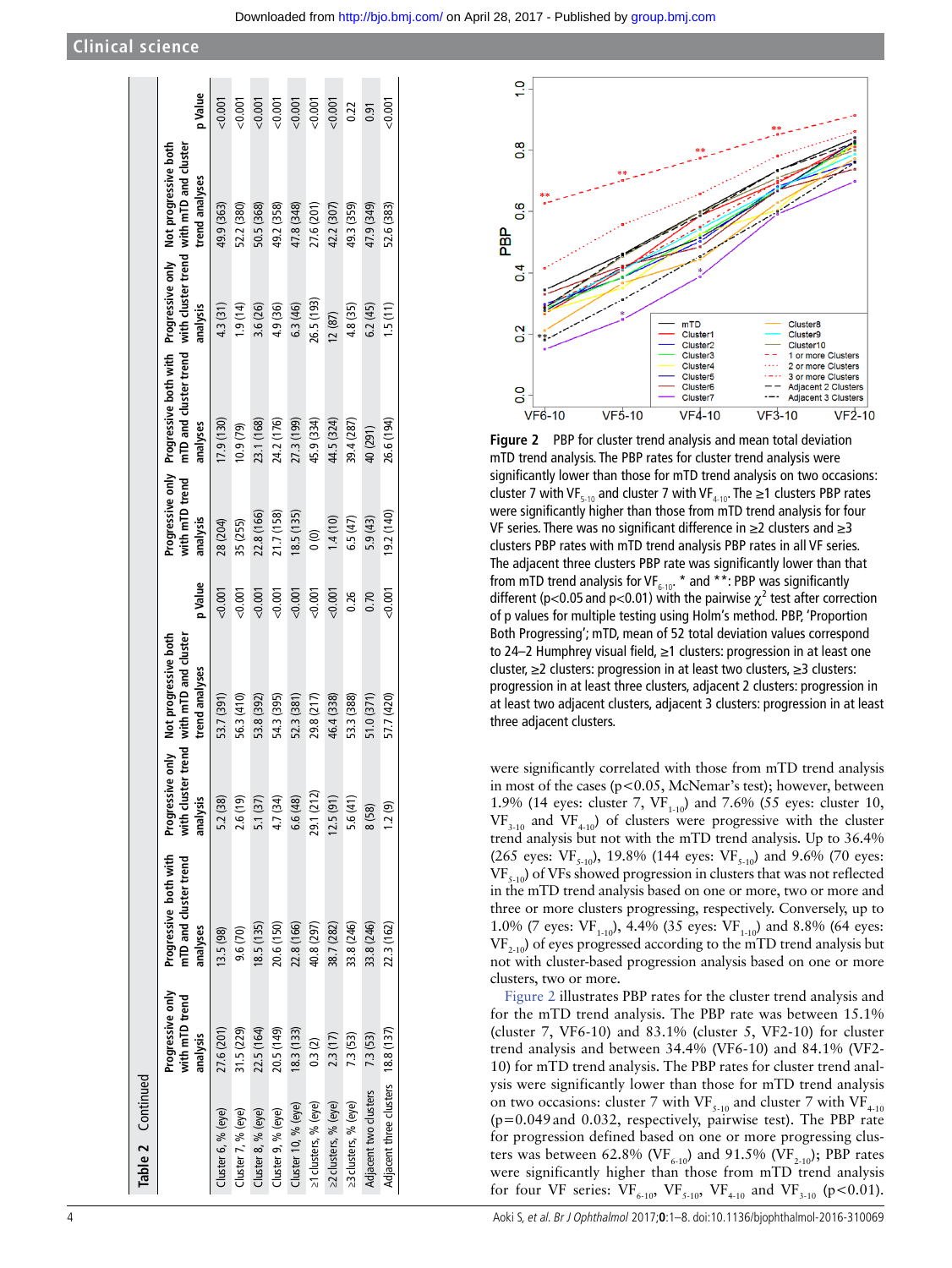**Table 2 Continued**

| | Progressive only with mTD trend analysis | Progressive both with mTD and cluster trend analyses | Progressive only with cluster trend analysis | Not progressive both with mTD and cluster trend analyses | p Value | Progressive only with mTD trend analysis | Progressive both with mTD and cluster trend analyses | Progressive only with cluster trend analysis | Not progressive both with mTD and cluster trend analyses | p Value |
|---|---|---|---|---|---|---|---|---|---|---|
| Cluster 6, % (eye) | 27.6 (201) | 13.5 (98) | 5.2 (38) | 53.7 (391) | <0.001 | 28 (204) | 17.9 (130) | 4.3 (31) | 49.9 (363) | <0.001 |
| Cluster 7, % (eye) | 31.5 (229) | 9.6 (70) | 2.6 (19) | 56.3 (410) | <0.001 | 35 (255) | 10.9 (79) | 1.9 (14) | 52.2 (380) | <0.001 |
| Cluster 8, % (eye) | 22.5 (164) | 18.5 (135) | 5.1 (37) | 53.8 (392) | <0.001 | 22.8 (166) | 23.1 (168) | 3.6 (26) | 50.5 (368) | <0.001 |
| Cluster 9, % (eye) | 20.5 (149) | 20.6 (150) | 4.7 (34) | 54.3 (395) | <0.001 | 21.7 (158) | 24.2 (176) | 4.9 (36) | 49.2 (358) | <0.001 |
| Cluster 10, % (eye) | 18.3 (133) | 22.8 (166) | 6.6 (48) | 52.3 (381) | <0.001 | 18.5 (135) | 27.3 (199) | 6.3 (46) | 47.8 (348) | <0.001 |
| ≥1 clusters, % (eye) | 0.3 (2) | 40.8 (297) | 29.1 (212) | 29.8 (217) | <0.001 | 0 (0) | 45.9 (334) | 26.5 (193) | 27.6 (201) | <0.001 |
| ≥2 clusters, % (eye) | 2.3 (17) | 38.7 (282) | 12.5 (91) | 46.4 (338) | <0.001 | 1.4 (10) | 44.5 (324) | 12 (87) | 42.2 (307) | <0.001 |
| ≥3 clusters, % (eye) | 7.3 (53) | 33.8 (246) | 5.6 (41) | 53.3 (388) | 0.26 | 6.5 (47) | 39.4 (287) | 4.8 (35) | 49.3 (359) | 0.22 |
| Adjacent two clusters | 7.3 (53) | 33.8 (246) | 8 (58) | 51.0 (371) | 0.70 | 5.9 (43) | 40 (291) | 6.2 (45) | 47.9 (349) | 0.91 |
| Adjacent three clusters | 18.8 (137) | 22.3 (162) | 1.2 (9) | 57.7 (420) | <0.001 | 19.2 (140) | 26.6 (194) | 1.5 (11) | 52.6 (383) | <0.001 |

Figure 2 PBP for cluster trend analysis and mean total deviation mTD trend analysis. The PBP rates for cluster trend analysis were significantly lower than those for mTD trend analysis on two occasions: cluster 7 with $VF_{5-10}$ and cluster 7 with $VF_{4-10}$. The ≥1 clusters PBP rates were significantly higher than those from mTD trend analysis for four VF series. There was no significant difference in ≥2 clusters and ≥3 clusters PBP rates with mTD trend analysis PBP rates in all VF series. The adjacent three clusters PBP rate was significantly lower than that from mTD trend analysis for $VF_{6-10}$. * and **: PBP was significantly different (p<0.05 and p<0.01) with the pairwise $\chi^2$ test after correction of p values for multiple testing using Holm's method. PBP, 'Proportion Both Progressing'; mTD, mean of 52 total deviation values correspond to 24–2 Humphrey visual field, ≥1 clusters: progression in at least one cluster, ≥2 clusters: progression in at least two clusters, ≥3 clusters: progression in at least three clusters, adjacent 2 clusters: progression in at least two adjacent clusters, adjacent 3 clusters: progression in at least three adjacent clusters.

were significantly correlated with those from mTD trend analysis in most of the cases (p<0.05, McNemar's test); however, between 1.9% (14 eyes: cluster 7, $VF_{1-10}$) and 7.6% (55 eyes: cluster 10, $VF_{3-10}$ and $VF_{4-10}$) of clusters were progressive with the cluster trend analysis but not with the mTD trend analysis. Up to 36.4% (265 eyes: $VF_{5-10}$), 19.8% (144 eyes: $VF_{5-10}$) and 9.6% (70 eyes: $VF_{5-10}$) of VFs showed progression in clusters that was not reflected in the mTD trend analysis based on one or more, two or more and three or more clusters progressing, respectively. Conversely, up to 1.0% (7 eyes: $VF_{1-10}$), 4.4% (35 eyes: $VF_{1-10}$) and 8.8% (64 eyes: $VF_{2-10}$) of eyes progressed according to the mTD trend analysis but not with cluster-based progression analysis based on one or more clusters, two or more.

Figure 2 illustrates PBP rates for the cluster trend analysis and for the mTD trend analysis. The PBP rate was between 15.1% (cluster 7, VF6-10) and 83.1% (cluster 5, VF2-10) for cluster trend analysis and between 34.4% (VF6-10) and 84.1% (VF2-10) for mTD trend analysis. The PBP rates for cluster trend analysis were significantly lower than those for mTD trend analysis on two occasions: cluster 7 with $VF_{5-10}$ and cluster 7 with $VF_{4-10}$ (p=0.049 and 0.032, respectively, pairwise test). The PBP rate for progression defined based on one or more progressing clusters was between 62.8% ($VF_{6-10}$) and 91.5% ($VF_{2-10}$); PBP rates were significantly higher than those from mTD trend analysis for four VF series: $VF_{6-10}$, $VF_{5-10}$, $VF_{4-10}$ and $VF_{3-10}$ (p<0.01).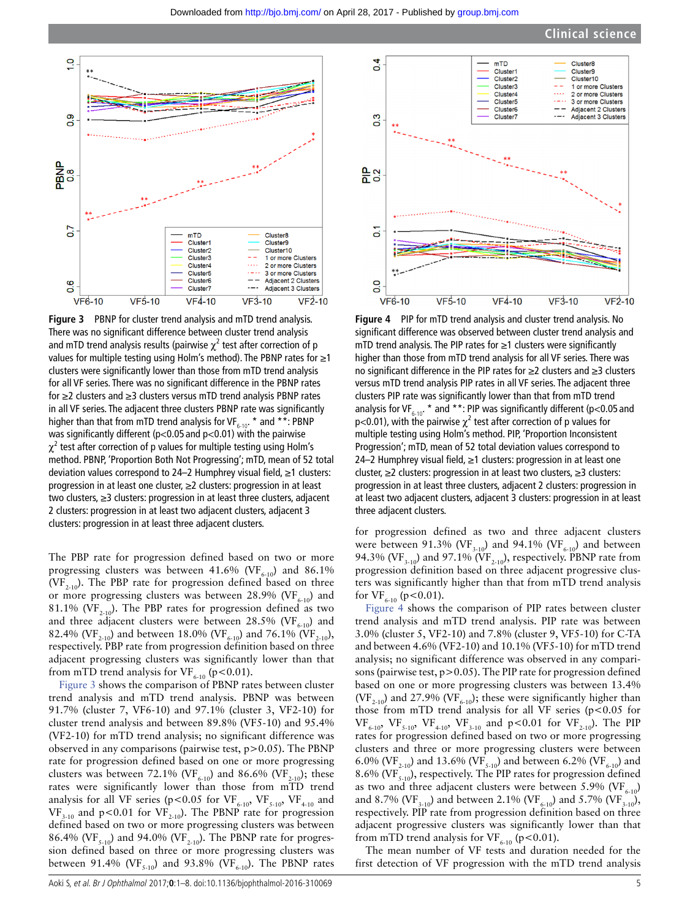**Figure 3** PBNP for cluster trend analysis and mTD trend analysis. There was no significant difference between cluster trend analysis and mTD trend analysis results (pairwise $\chi^2$ test after correction of p values for multiple testing using Holm's method). The PBNP rates for ≥1 clusters were significantly lower than those from mTD trend analysis for all VF series. There was no significant difference in the PBNP rates for ≥2 clusters and ≥3 clusters versus mTD trend analysis PBNP rates in all VF series. The adjacent three clusters PBNP rate was significantly higher than that from mTD trend analysis for $VF_{6-10}$. * and **: PBNP was significantly different (p<0.05 and p<0.01) with the pairwise $\chi^2$ test after correction of p values for multiple testing using Holm's method. PBNP, 'Proportion Both Not Progressing'; mTD, mean of 52 total deviation values correspond to 24–2 Humphrey visual field, ≥1 clusters: progression in at least one cluster, ≥2 clusters: progression in at least two clusters, ≥3 clusters: progression in at least three clusters, adjacent 2 clusters: progression in at least two adjacent clusters, adjacent 3 clusters: progression in at least three adjacent clusters.

**Figure 4** PIP for mTD trend analysis and cluster trend analysis. No significant difference was observed between cluster trend analysis and mTD trend analysis. The PIP rates for ≥1 clusters were significantly higher than those from mTD trend analysis for all VF series. There was no significant difference in the PIP rates for ≥2 clusters and ≥3 clusters versus mTD trend analysis PIP rates in all VF series. The adjacent three clusters PIP rate was significantly lower than that from mTD trend analysis for $VF_{6-10}$. * and **: PIP was significantly different (p<0.05 and p<0.01), with the pairwise $\chi^2$ test after correction of p values for multiple testing using Holm's method. PIP, 'Proportion Inconsistent Progression'; mTD, mean of 52 total deviation values correspond to 24–2 Humphrey visual field, ≥1 clusters: progression in at least one cluster, ≥2 clusters: progression in at least two clusters, ≥3 clusters: progression in at least three clusters, adjacent 2 clusters: progression in at least two adjacent clusters, adjacent 3 clusters: progression in at least three adjacent clusters.

The PBP rate for progression defined based on two or more progressing clusters was between 41.6% ($VF_{6-10}$) and 86.1% ($VF_{2-10}$). The PBP rate for progression defined based on three or more progressing clusters was between 28.9% ($VF_{6-10}$) and 81.1% ($VF_{2-10}$). The PBP rates for progression defined as two and three adjacent clusters were between 28.5% ($VF_{6-10}$) and 82.4% ($VF_{2-10}$) and between 18.0% ($VF_{6-10}$) and 76.1% ($VF_{2-10}$), respectively. PBP rate from progression definition based on three adjacent progressing clusters was significantly lower than that from mTD trend analysis for $VF_{6-10}$ (p<0.01).

Figure 3 shows the comparison of PBNP rates between cluster trend analysis and mTD trend analysis. PBNP was between 91.7% (cluster 7, VF6-10) and 97.1% (cluster 3, VF2-10) for cluster trend analysis and between 89.8% (VF5-10) and 95.4% (VF2-10) for mTD trend analysis; no significant difference was observed in any comparisons (pairwise test, p>0.05). The PBNP rate for progression defined based on one or more progressing clusters was between 72.1% ($VF_{6-10}$) and 86.6% ($VF_{2-10}$); these rates were significantly lower than those from mTD trend analysis for all VF series (p<0.05 for $VF_{6-10}$, $VF_{5-10}$, $VF_{4-10}$ and $VF_{3-10}$ and p<0.01 for $VF_{2-10}$). The PBNP rate for progression defined based on two or more progressing clusters was between 86.4% ($VF_{5-10}$) and 94.0% ($VF_{2-10}$). The PBNP rate for progression defined based on three or more progressing clusters was between 91.4% ($VF_{5-10}$) and 93.8% ($VF_{6-10}$). The PBNP rates for progression defined as two and three adjacent clusters were between 91.3% ($VF_{3-10}$) and 94.1% ($VF_{6-10}$) and between 94.3% ($VF_{3-10}$) and 97.1% ($VF_{2-10}$), respectively. PBNP rate from progression definition based on three adjacent progressive clusters was significantly higher than that from mTD trend analysis for $VF_{6-10}$ (p<0.01).

Figure 4 shows the comparison of PIP rates between cluster trend analysis and mTD trend analysis. PIP rate was between 3.0% (cluster 5, VF2-10) and 7.8% (cluster 9, VF5-10) for C-TA and between 4.6% (VF2-10) and 10.1% (VF5-10) for mTD trend analysis; no significant difference was observed in any comparisons (pairwise test, p>0.05). The PIP rate for progression defined based on one or more progressing clusters was between 13.4% ($VF_{2-10}$) and 27.9% ($VF_{6-10}$); these were significantly higher than those from mTD trend analysis for all VF series (p<0.05 for $VF_{6-10}$, $VF_{5-10}$, $VF_{4-10}$, $VF_{3-10}$ and p<0.01 for $VF_{2-10}$). The PIP rates for progression defined based on two or more progressing clusters and three or more progressing clusters were between 6.0% ($VF_{2-10}$) and 13.6% ($VF_{5-10}$) and between 6.2% ($VF_{6-10}$) and 8.6% ($VF_{5-10}$), respectively. The PIP rates for progression defined as two and three adjacent clusters were between 5.9% ($VF_{6-10}$) and 8.7% ($VF_{3-10}$) and between 2.1% ($VF_{6-10}$) and 5.7% ($VF_{3-10}$), respectively. PIP rate from progression definition based on three adjacent progressive clusters was significantly lower than that from mTD trend analysis for $VF_{6-10}$ (p<0.01).

The mean number of VF tests and duration needed for the first detection of VF progression with the mTD trend analysis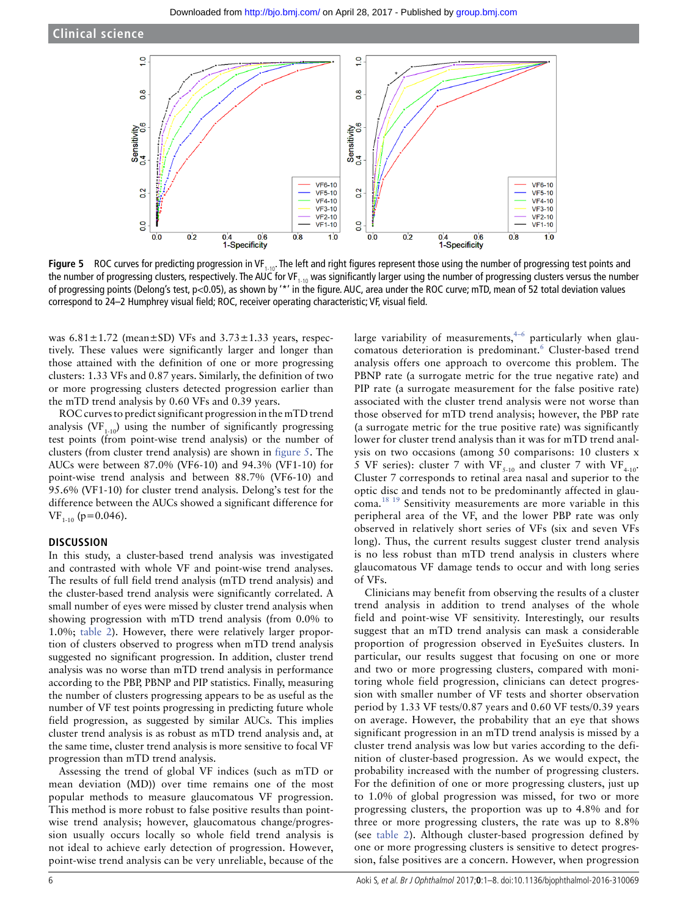Figure 5 ROC curves for predicting progression in $VF_{1-10}$. The left and right figures represent those using the number of progressing test points and the number of progressing clusters, respectively. The AUC for $VF_{1-10}$ was significantly larger using the number of progressing clusters versus the number of progressing points (Delong's test, p<0.05), as shown by '*' in the figure. AUC, area under the ROC curve; mTD, mean of 52 total deviation values correspond to 24–2 Humphrey visual field; ROC, receiver operating characteristic; VF, visual field.

was 6.81±1.72 (mean±SD) VFs and 3.73±1.33 years, respectively. These values were significantly larger and longer than those attained with the definition of one or more progressing clusters: 1.33 VFs and 0.87 years. Similarly, the definition of two or more progressing clusters detected progression earlier than the mTD trend analysis by 0.60 VFs and 0.39 years.

ROC curves to predict significant progression in the mTD trend analysis ($VF_{1-10}$) using the number of significantly progressing test points (from point-wise trend analysis) or the number of clusters (from cluster trend analysis) are shown in figure 5. The AUCs were between 87.0% (VF6-10) and 94.3% (VF1-10) for point-wise trend analysis and between 88.7% (VF6-10) and 95.6% (VF1-10) for cluster trend analysis. Delong's test for the difference between the AUCs showed a significant difference for $VF_{1-10}$ (p=0.046).

## DISCUSSION

In this study, a cluster-based trend analysis was investigated and contrasted with whole VF and point-wise trend analyses. The results of full field trend analysis (mTD trend analysis) and the cluster-based trend analysis were significantly correlated. A small number of eyes were missed by cluster trend analysis when showing progression with mTD trend analysis (from 0.0% to 1.0%; table 2). However, there were relatively larger proportion of clusters observed to progress when mTD trend analysis suggested no significant progression. In addition, cluster trend analysis was no worse than mTD trend analysis in performance according to the PBP, PBNP and PIP statistics. Finally, measuring the number of clusters progressing appears to be as useful as the number of VF test points progressing in predicting future whole field progression, as suggested by similar AUCs. This implies cluster trend analysis is as robust as mTD trend analysis and, at the same time, cluster trend analysis is more sensitive to focal VF progression than mTD trend analysis.

Assessing the trend of global VF indices (such as mTD or mean deviation (MD)) over time remains one of the most popular methods to measure glaucomatous VF progression. This method is more robust to false positive results than point-wise trend analysis; however, glaucomatous change/progression usually occurs locally so whole field trend analysis is not ideal to achieve early detection of progression. However, point-wise trend analysis can be very unreliable, because of the large variability of measurements,[4–6] particularly when glaucomatous deterioration is predominant.[6] Cluster-based trend analysis offers one approach to overcome this problem. The PBNP rate (a surrogate metric for the true negative rate) and PIP rate (a surrogate measurement for the false positive rate) associated with the cluster trend analysis were not worse than those observed for mTD trend analysis; however, the PBP rate (a surrogate metric for the true positive rate) was significantly lower for cluster trend analysis than it was for mTD trend analysis on two occasions (among 50 comparisons: 10 clusters x 5 VF series): cluster 7 with $VF_{5-10}$ and cluster 7 with $VF_{4-10}$. Cluster 7 corresponds to retinal area nasal and superior to the optic disc and tends not to be predominantly affected in glaucoma.[18 19] Sensitivity measurements are more variable in this peripheral area of the VF, and the lower PBP rate was only observed in relatively short series of VFs (six and seven VFs long). Thus, the current results suggest cluster trend analysis is no less robust than mTD trend analysis in clusters where glaucomatous VF damage tends to occur and with long series of VFs.

Clinicians may benefit from observing the results of a cluster trend analysis in addition to trend analyses of the whole field and point-wise VF sensitivity. Interestingly, our results suggest that an mTD trend analysis can mask a considerable proportion of progression observed in EyeSuites clusters. In particular, our results suggest that focusing on one or more and two or more progressing clusters, compared with monitoring whole field progression, clinicians can detect progression with smaller number of VF tests and shorter observation period by 1.33 VF tests/0.87 years and 0.60 VF tests/0.39 years on average. However, the probability that an eye that shows significant progression in an mTD trend analysis is missed by a cluster trend analysis was low but varies according to the definition of cluster-based progression. As we would expect, the probability increased with the number of progressing clusters. For the definition of one or more progressing clusters, just up to 1.0% of global progression was missed, for two or more progressing clusters, the proportion was up to 4.8% and for three or more progressing clusters, the rate was up to 8.8% (see table 2). Although cluster-based progression defined by one or more progressing clusters is sensitive to detect progression, false positives are a concern. However, when progression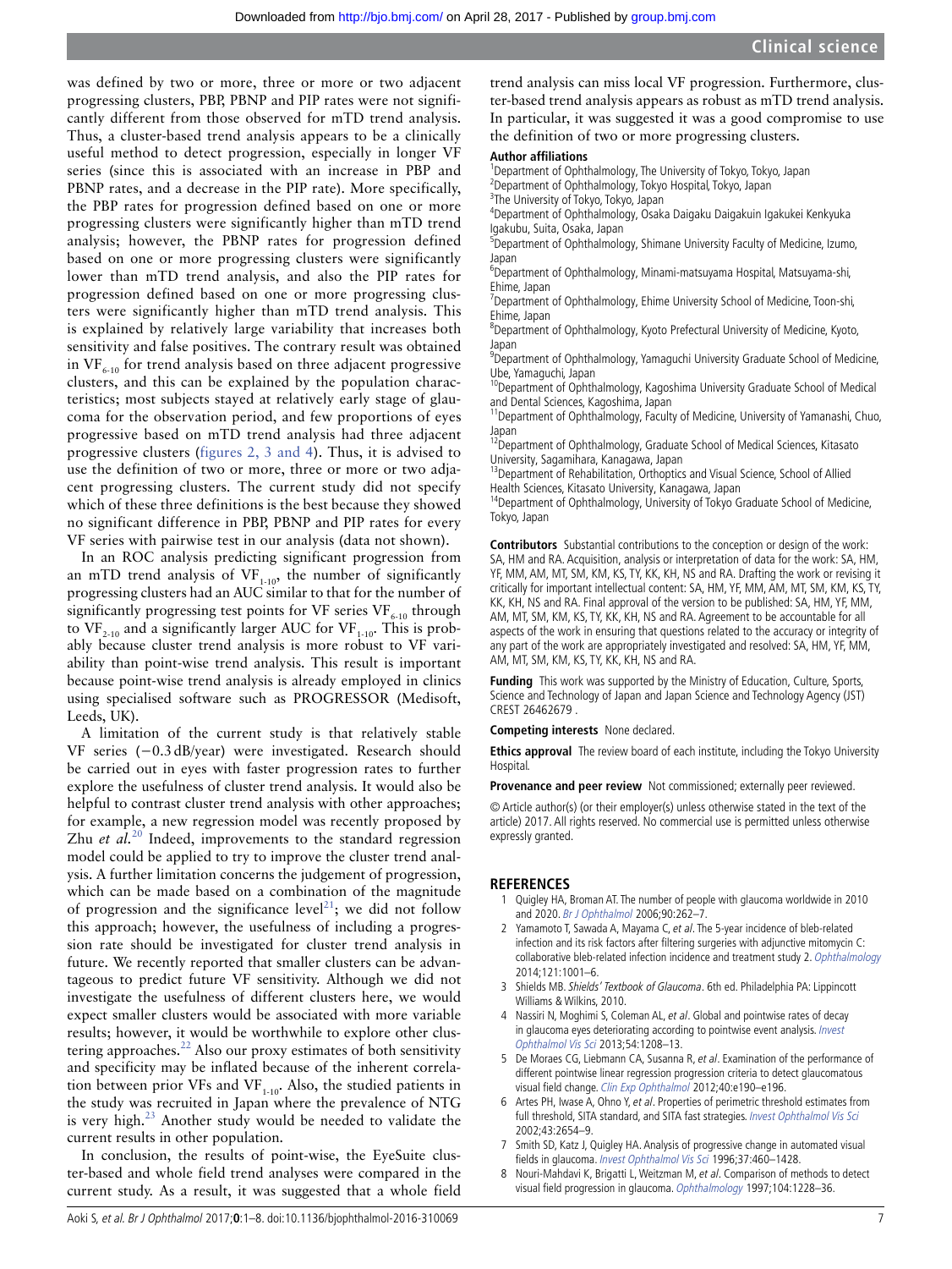was defined by two or more, three or more or two adjacent progressing clusters, PBP, PBNP and PIP rates were not significantly different from those observed for mTD trend analysis. Thus, a cluster-based trend analysis appears to be a clinically useful method to detect progression, especially in longer VF series (since this is associated with an increase in PBP and PBNP rates, and a decrease in the PIP rate). More specifically, the PBP rates for progression defined based on one or more progressing clusters were significantly higher than mTD trend analysis; however, the PBNP rates for progression defined based on one or more progressing clusters were significantly lower than mTD trend analysis, and also the PIP rates for progression defined based on one or more progressing clusters were significantly higher than mTD trend analysis. This is explained by relatively large variability that increases both sensitivity and false positives. The contrary result was obtained in $VF_{6-10}$ for trend analysis based on three adjacent progressive clusters, and this can be explained by the population characteristics; most subjects stayed at relatively early stage of glaucoma for the observation period, and few proportions of eyes progressive based on mTD trend analysis had three adjacent progressive clusters (figures 2, 3 and 4). Thus, it is advised to use the definition of two or more, three or more or two adjacent progressing clusters. The current study did not specify which of these three definitions is the best because they showed no significant difference in PBP, PBNP and PIP rates for every VF series with pairwise test in our analysis (data not shown).

In an ROC analysis predicting significant progression from an mTD trend analysis of $VF_{1-10}$, the number of significantly progressing clusters had an AUC similar to that for the number of significantly progressing test points for VF series $VF_{6-10}$ through to $VF_{2-10}$ and a significantly larger AUC for $VF_{1-10}$. This is probably because cluster trend analysis is more robust to VF variability than point-wise trend analysis. This result is important because point-wise trend analysis is already employed in clinics using specialised software such as PROGRESSOR (Medisoft, Leeds, UK).

A limitation of the current study is that relatively stable VF series (−0.3 dB/year) were investigated. Research should be carried out in eyes with faster progression rates to further explore the usefulness of cluster trend analysis. It would also be helpful to contrast cluster trend analysis with other approaches; for example, a new regression model was recently proposed by Zhu *et al*.[20] Indeed, improvements to the standard regression model could be applied to try to improve the cluster trend analysis. A further limitation concerns the judgement of progression, which can be made based on a combination of the magnitude of progression and the significance level[21]; we did not follow this approach; however, the usefulness of including a progression rate should be investigated for cluster trend analysis in future. We recently reported that smaller clusters can be advantageous to predict future VF sensitivity. Although we did not investigate the usefulness of different clusters here, we would expect smaller clusters would be associated with more variable results; however, it would be worthwhile to explore other clustering approaches.[22] Also our proxy estimates of both sensitivity and specificity may be inflated because of the inherent correlation between prior VFs and $VF_{1-10}$. Also, the studied patients in the study was recruited in Japan where the prevalence of NTG is very high.[23] Another study would be needed to validate the current results in other population.

In conclusion, the results of point-wise, the EyeSuite cluster-based and whole field trend analyses were compared in the current study. As a result, it was suggested that a whole field trend analysis can miss local VF progression. Furthermore, cluster-based trend analysis appears as robust as mTD trend analysis. In particular, it was suggested it was a good compromise to use the definition of two or more progressing clusters.

**Author affiliations**

[1]Department of Ophthalmology, The University of Tokyo, Tokyo, Japan
[2]Department of Ophthalmology, Tokyo Hospital, Tokyo, Japan
[3]The University of Tokyo, Tokyo, Japan
[4]Department of Ophthalmology, Osaka Daigaku Daigakuin Igakukei Kenkyuka Igakubu, Suita, Osaka, Japan
[5]Department of Ophthalmology, Shimane University Faculty of Medicine, Izumo, Japan
[6]Department of Ophthalmology, Minami-matsuyama Hospital, Matsuyama-shi, Ehime, Japan
[7]Department of Ophthalmology, Ehime University School of Medicine, Toon-shi, Ehime, Japan
[8]Department of Ophthalmology, Kyoto Prefectural University of Medicine, Kyoto, Japan
[9]Department of Ophthalmology, Yamaguchi University Graduate School of Medicine, Ube, Yamaguchi, Japan
[10]Department of Ophthalmology, Kagoshima University Graduate School of Medical and Dental Sciences, Kagoshima, Japan
[11]Department of Ophthalmology, Faculty of Medicine, University of Yamanashi, Chuo, Japan
[12]Department of Ophthalmology, Graduate School of Medical Sciences, Kitasato University, Sagamihara, Kanagawa, Japan
[13]Department of Rehabilitation, Orthoptics and Visual Science, School of Allied Health Sciences, Kitasato University, Kanagawa, Japan
[14]Department of Ophthalmology, University of Tokyo Graduate School of Medicine, Tokyo, Japan

**Contributors** Substantial contributions to the conception or design of the work: SA, HM and RA. Acquisition, analysis or interpretation of data for the work: SA, HM, YF, MM, AM, MT, SM, KM, KS, TY, KK, KH, NS and RA. Drafting the work or revising it critically for important intellectual content: SA, HM, YF, MM, AM, MT, SM, KM, KS, TY, KK, KH, NS and RA. Final approval of the version to be published: SA, HM, YF, MM, AM, MT, SM, KM, KS, TY, KK, KH, NS and RA. Agreement to be accountable for all aspects of the work in ensuring that questions related to the accuracy or integrity of any part of the work are appropriately investigated and resolved: SA, HM, YF, MM, AM, MT, SM, KM, KS, TY, KK, KH, NS and RA.

**Funding** This work was supported by the Ministry of Education, Culture, Sports, Science and Technology of Japan and Japan Science and Technology Agency (JST) CREST 26462679 .

**Competing interests** None declared.

**Ethics approval** The review board of each institute, including the Tokyo University Hospital.

**Provenance and peer review** Not commissioned; externally peer reviewed.

© Article author(s) (or their employer(s) unless otherwise stated in the text of the article) 2017. All rights reserved. No commercial use is permitted unless otherwise expressly granted.

## REFERENCES

1. Quigley HA, Broman AT. The number of people with glaucoma worldwide in 2010 and 2020. *Br J Ophthalmol* 2006;90:262–7.
2. Yamamoto T, Sawada A, Mayama C, *et al*. The 5-year incidence of bleb-related infection and its risk factors after filtering surgeries with adjunctive mitomycin C: collaborative bleb-related infection incidence and treatment study 2. *Ophthalmology* 2014;121:1001–6.
3. Shields MB. *Shields' Textbook of Glaucoma*. 6th ed. Philadelphia PA: Lippincott Williams & Wilkins, 2010.
4. Nassiri N, Moghimi S, Coleman AL, *et al*. Global and pointwise rates of decay in glaucoma eyes deteriorating according to pointwise event analysis. *Invest Ophthalmol Vis Sci* 2013;54:1208–13.
5. De Moraes CG, Liebmann CA, Susanna R, *et al*. Examination of the performance of different pointwise linear regression progression criteria to detect glaucomatous visual field change. *Clin Exp Ophthalmol* 2012;40:e190–e196.
6. Artes PH, Iwase A, Ohno Y, *et al*. Properties of perimetric threshold estimates from full threshold, SITA standard, and SITA fast strategies. *Invest Ophthalmol Vis Sci* 2002;43:2654–9.
7. Smith SD, Katz J, Quigley HA. Analysis of progressive change in automated visual fields in glaucoma. *Invest Ophthalmol Vis Sci* 1996;37:460–1428.
8. Nouri-Mahdavi K, Brigatti L, Weitzman M, *et al*. Comparison of methods to detect visual field progression in glaucoma. *Ophthalmology* 1997;104:1228–36.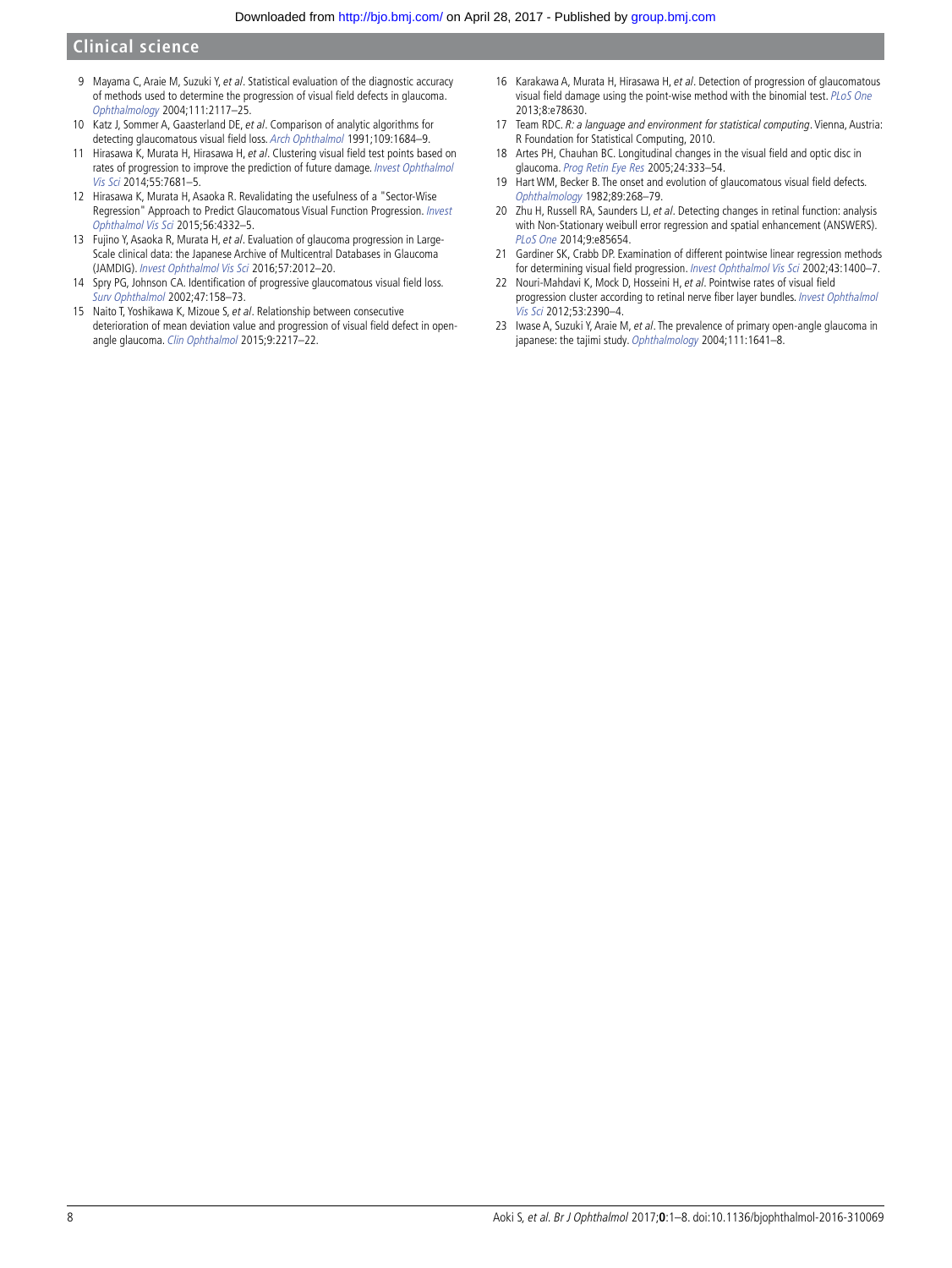9. Mayama C, Araie M, Suzuki Y, *et al*. Statistical evaluation of the diagnostic accuracy of methods used to determine the progression of visual field defects in glaucoma. *Ophthalmology* 2004;111:2117–25.
10. Katz J, Sommer A, Gaasterland DE, *et al*. Comparison of analytic algorithms for detecting glaucomatous visual field loss. *Arch Ophthalmol* 1991;109:1684–9.
11. Hirasawa K, Murata H, Hirasawa H, *et al*. Clustering visual field test points based on rates of progression to improve the prediction of future damage. *Invest Ophthalmol Vis Sci* 2014;55:7681–5.
12. Hirasawa K, Murata H, Asaoka R. Revalidating the usefulness of a "Sector-Wise Regression" Approach to Predict Glaucomatous Visual Function Progression. *Invest Ophthalmol Vis Sci* 2015;56:4332–5.
13. Fujino Y, Asaoka R, Murata H, *et al*. Evaluation of glaucoma progression in Large-Scale clinical data: the Japanese Archive of Multicentral Databases in Glaucoma (JAMDIG). *Invest Ophthalmol Vis Sci* 2016;57:2012–20.
14. Spry PG, Johnson CA. Identification of progressive glaucomatous visual field loss. *Surv Ophthalmol* 2002;47:158–73.
15. Naito T, Yoshikawa K, Mizoue S, *et al*. Relationship between consecutive deterioration of mean deviation value and progression of visual field defect in open-angle glaucoma. *Clin Ophthalmol* 2015;9:2217–22.
16. Karakawa A, Murata H, Hirasawa H, *et al*. Detection of progression of glaucomatous visual field damage using the point-wise method with the binomial test. *PLoS One* 2013;8:e78630.
17. Team RDC. *R: a language and environment for statistical computing*. Vienna, Austria: R Foundation for Statistical Computing, 2010.
18. Artes PH, Chauhan BC. Longitudinal changes in the visual field and optic disc in glaucoma. *Prog Retin Eye Res* 2005;24:333–54.
19. Hart WM, Becker B. The onset and evolution of glaucomatous visual field defects. *Ophthalmology* 1982;89:268–79.
20. Zhu H, Russell RA, Saunders LJ, *et al*. Detecting changes in retinal function: analysis with Non-Stationary weibull error regression and spatial enhancement (ANSWERS). *PLoS One* 2014;9:e85654.
21. Gardiner SK, Crabb DP. Examination of different pointwise linear regression methods for determining visual field progression. *Invest Ophthalmol Vis Sci* 2002;43:1400–7.
22. Nouri-Mahdavi K, Mock D, Hosseini H, *et al*. Pointwise rates of visual field progression cluster according to retinal nerve fiber layer bundles. *Invest Ophthalmol Vis Sci* 2012;53:2390–4.
23. Iwase A, Suzuki Y, Araie M, *et al*. The prevalence of primary open-angle glaucoma in japanese: the tajimi study. *Ophthalmology* 2004;111:1641–8.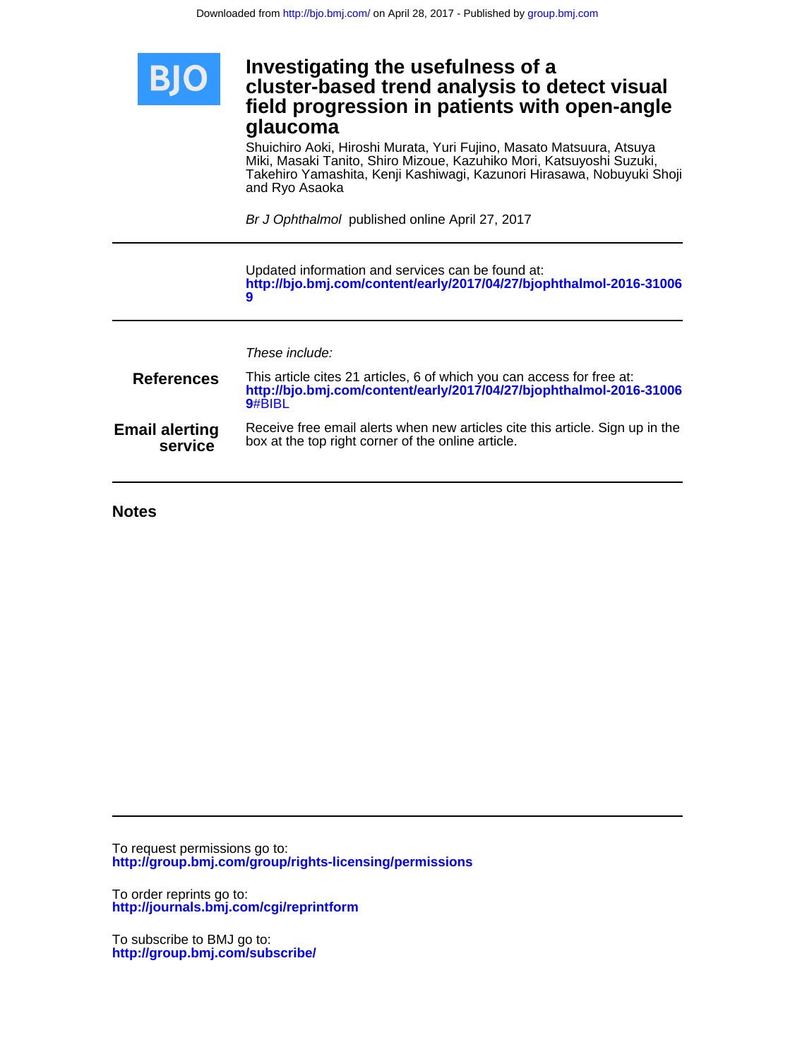Downloaded from http://bjo.bmj.com/ on April 28, 2017 - Published by group.bmj.com

BJO

# Investigating the usefulness of a cluster-based trend analysis to detect visual field progression in patients with open-angle glaucoma

Shuichiro Aoki, Hiroshi Murata, Yuri Fujino, Masato Matsuura, Atsuya Miki, Masaki Tanito, Shiro Mizoue, Kazuhiko Mori, Katsuyoshi Suzuki, Takehiro Yamashita, Kenji Kashiwagi, Kazunori Hirasawa, Nobuyuki Shoji and Ryo Asaoka

*Br J Ophthalmol* published online April 27, 2017

Updated information and services can be found at:
**http://bjo.bmj.com/content/early/2017/04/27/bjophthalmol-2016-310069**

*These include:*

**References**
This article cites 21 articles, 6 of which you can access for free at:
**http://bjo.bmj.com/content/early/2017/04/27/bjophthalmol-2016-310069**#BIBL

**Email alerting service**
Receive free email alerts when new articles cite this article. Sign up in the box at the top right corner of the online article.

## Notes

To request permissions go to:
**http://group.bmj.com/group/rights-licensing/permissions**

To order reprints go to:
**http://journals.bmj.com/cgi/reprintform**

To subscribe to BMJ go to:
**http://group.bmj.com/subscribe/**